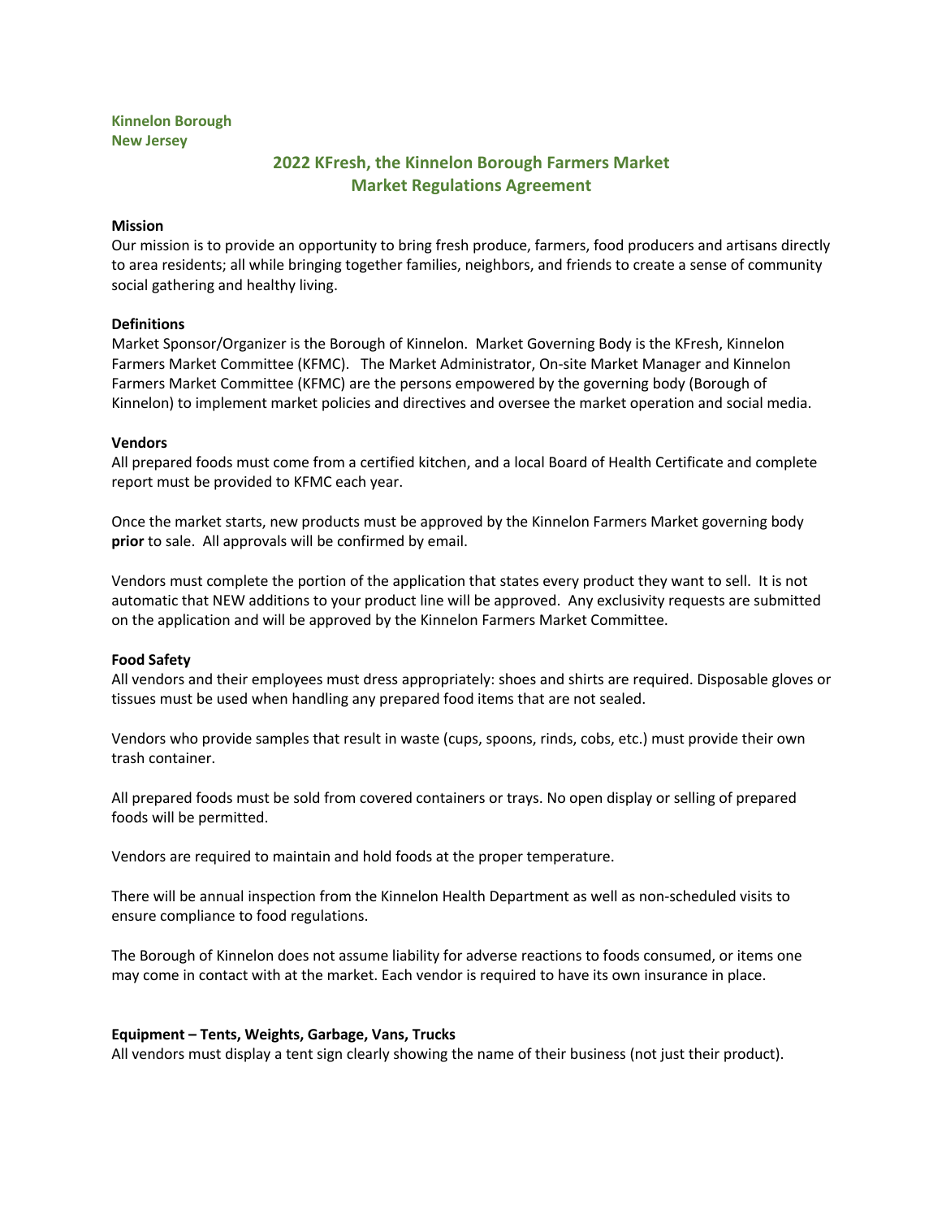**Kinnelon Borough**
**New Jersey**

# 2022 KFresh, the Kinnelon Borough Farmers Market
# Market Regulations Agreement

**Mission**

Our mission is to provide an opportunity to bring fresh produce, farmers, food producers and artisans directly to area residents; all while bringing together families, neighbors, and friends to create a sense of community social gathering and healthy living.

**Definitions**

Market Sponsor/Organizer is the Borough of Kinnelon. Market Governing Body is the KFresh, Kinnelon Farmers Market Committee (KFMC). The Market Administrator, On-site Market Manager and Kinnelon Farmers Market Committee (KFMC) are the persons empowered by the governing body (Borough of Kinnelon) to implement market policies and directives and oversee the market operation and social media.

**Vendors**

All prepared foods must come from a certified kitchen, and a local Board of Health Certificate and complete report must be provided to KFMC each year.

Once the market starts, new products must be approved by the Kinnelon Farmers Market governing body **prior** to sale. All approvals will be confirmed by email.

Vendors must complete the portion of the application that states every product they want to sell. It is not automatic that NEW additions to your product line will be approved. Any exclusivity requests are submitted on the application and will be approved by the Kinnelon Farmers Market Committee.

**Food Safety**

All vendors and their employees must dress appropriately: shoes and shirts are required. Disposable gloves or tissues must be used when handling any prepared food items that are not sealed.

Vendors who provide samples that result in waste (cups, spoons, rinds, cobs, etc.) must provide their own trash container.

All prepared foods must be sold from covered containers or trays. No open display or selling of prepared foods will be permitted.

Vendors are required to maintain and hold foods at the proper temperature.

There will be annual inspection from the Kinnelon Health Department as well as non-scheduled visits to ensure compliance to food regulations.

The Borough of Kinnelon does not assume liability for adverse reactions to foods consumed, or items one may come in contact with at the market. Each vendor is required to have its own insurance in place.

**Equipment – Tents, Weights, Garbage, Vans, Trucks**

All vendors must display a tent sign clearly showing the name of their business (not just their product).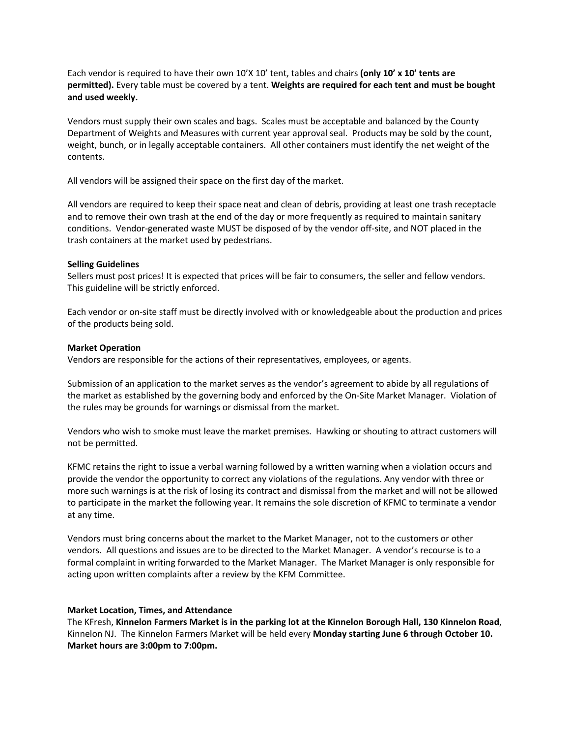Each vendor is required to have their own 10'X 10' tent, tables and chairs **(only 10' x 10' tents are permitted).** Every table must be covered by a tent. **Weights are required for each tent and must be bought and used weekly.**

Vendors must supply their own scales and bags. Scales must be acceptable and balanced by the County Department of Weights and Measures with current year approval seal. Products may be sold by the count, weight, bunch, or in legally acceptable containers. All other containers must identify the net weight of the contents.

All vendors will be assigned their space on the first day of the market.

All vendors are required to keep their space neat and clean of debris, providing at least one trash receptacle and to remove their own trash at the end of the day or more frequently as required to maintain sanitary conditions. Vendor-generated waste MUST be disposed of by the vendor off-site, and NOT placed in the trash containers at the market used by pedestrians.

**Selling Guidelines**

Sellers must post prices! It is expected that prices will be fair to consumers, the seller and fellow vendors. This guideline will be strictly enforced.

Each vendor or on-site staff must be directly involved with or knowledgeable about the production and prices of the products being sold.

**Market Operation**

Vendors are responsible for the actions of their representatives, employees, or agents.

Submission of an application to the market serves as the vendor's agreement to abide by all regulations of the market as established by the governing body and enforced by the On-Site Market Manager. Violation of the rules may be grounds for warnings or dismissal from the market.

Vendors who wish to smoke must leave the market premises. Hawking or shouting to attract customers will not be permitted.

KFMC retains the right to issue a verbal warning followed by a written warning when a violation occurs and provide the vendor the opportunity to correct any violations of the regulations. Any vendor with three or more such warnings is at the risk of losing its contract and dismissal from the market and will not be allowed to participate in the market the following year. It remains the sole discretion of KFMC to terminate a vendor at any time.

Vendors must bring concerns about the market to the Market Manager, not to the customers or other vendors. All questions and issues are to be directed to the Market Manager. A vendor's recourse is to a formal complaint in writing forwarded to the Market Manager. The Market Manager is only responsible for acting upon written complaints after a review by the KFM Committee.

**Market Location, Times, and Attendance**

The KFresh, **Kinnelon Farmers Market is in the parking lot at the Kinnelon Borough Hall, 130 Kinnelon Road**, Kinnelon NJ. The Kinnelon Farmers Market will be held every **Monday starting June 6 through October 10. Market hours are 3:00pm to 7:00pm.**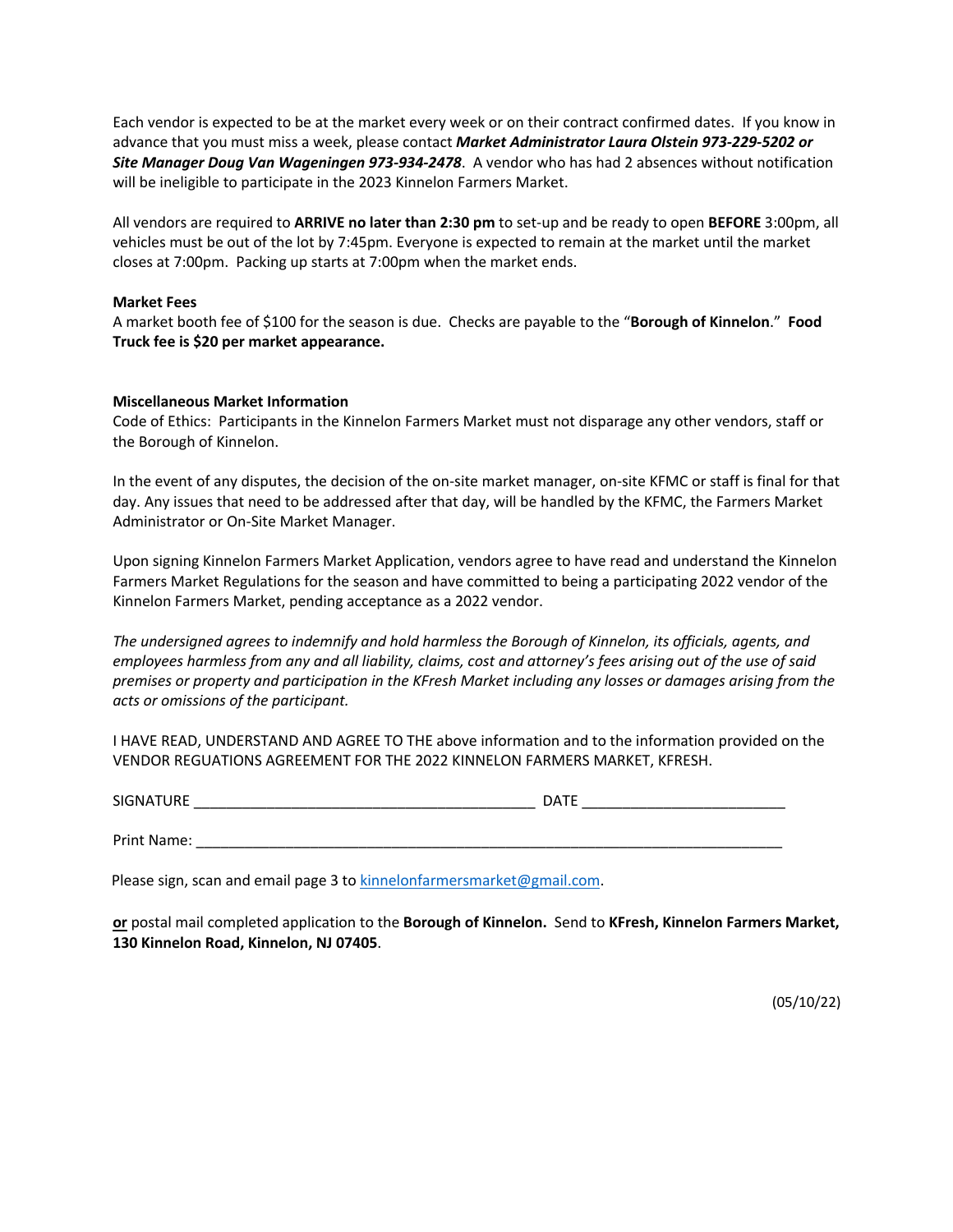Each vendor is expected to be at the market every week or on their contract confirmed dates. If you know in advance that you must miss a week, please contact ***Market Administrator Laura Olstein 973-229-5202 or Site Manager Doug Van Wageningen 973-934-2478***. A vendor who has had 2 absences without notification will be ineligible to participate in the 2023 Kinnelon Farmers Market.

All vendors are required to **ARRIVE no later than 2:30 pm** to set-up and be ready to open **BEFORE** 3:00pm, all vehicles must be out of the lot by 7:45pm. Everyone is expected to remain at the market until the market closes at 7:00pm. Packing up starts at 7:00pm when the market ends.

**Market Fees**

A market booth fee of $100 for the season is due. Checks are payable to the "**Borough of Kinnelon**." **Food Truck fee is $20 per market appearance.**

**Miscellaneous Market Information**

Code of Ethics: Participants in the Kinnelon Farmers Market must not disparage any other vendors, staff or the Borough of Kinnelon.

In the event of any disputes, the decision of the on-site market manager, on-site KFMC or staff is final for that day. Any issues that need to be addressed after that day, will be handled by the KFMC, the Farmers Market Administrator or On-Site Market Manager.

Upon signing Kinnelon Farmers Market Application, vendors agree to have read and understand the Kinnelon Farmers Market Regulations for the season and have committed to being a participating 2022 vendor of the Kinnelon Farmers Market, pending acceptance as a 2022 vendor.

*The undersigned agrees to indemnify and hold harmless the Borough of Kinnelon, its officials, agents, and employees harmless from any and all liability, claims, cost and attorney's fees arising out of the use of said premises or property and participation in the KFresh Market including any losses or damages arising from the acts or omissions of the participant.*

I HAVE READ, UNDERSTAND AND AGREE TO THE above information and to the information provided on the VENDOR REGUATIONS AGREEMENT FOR THE 2022 KINNELON FARMERS MARKET, KFRESH.

SIGNATURE ___________________________________________ DATE _________________________

Print Name: ___________________________________________________________________________

Please sign, scan and email page 3 to kinnelonfarmersmarket@gmail.com.

**or** postal mail completed application to the **Borough of Kinnelon.** Send to **KFresh, Kinnelon Farmers Market, 130 Kinnelon Road, Kinnelon, NJ 07405**.

(05/10/22)